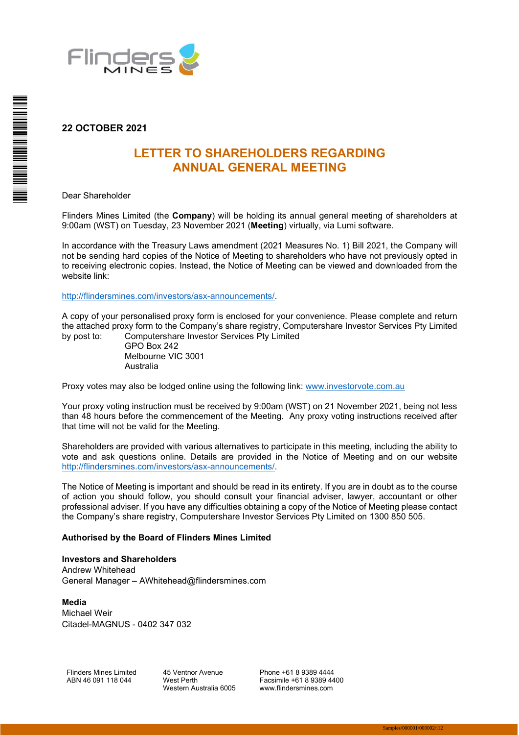**22 OCTOBER 2021**

# LETTER TO SHAREHOLDERS REGARDING ANNUAL GENERAL MEETING

Dear Shareholder

Flinders Mines Limited (the **Company**) will be holding its annual general meeting of shareholders at 9:00am (WST) on Tuesday, 23 November 2021 (**Meeting**) virtually, via Lumi software.

In accordance with the Treasury Laws amendment (2021 Measures No. 1) Bill 2021, the Company will not be sending hard copies of the Notice of Meeting to shareholders who have not previously opted in to receiving electronic copies. Instead, the Notice of Meeting can be viewed and downloaded from the website link:

http://flindersmines.com/investors/asx-announcements/.

A copy of your personalised proxy form is enclosed for your convenience. Please complete and return the attached proxy form to the Company's share registry, Computershare Investor Services Pty Limited by post to:

Computershare Investor Services Pty Limited
GPO Box 242
Melbourne VIC 3001
Australia

Proxy votes may also be lodged online using the following link: www.investorvote.com.au

Your proxy voting instruction must be received by 9:00am (WST) on 21 November 2021, being not less than 48 hours before the commencement of the Meeting. Any proxy voting instructions received after that time will not be valid for the Meeting.

Shareholders are provided with various alternatives to participate in this meeting, including the ability to vote and ask questions online. Details are provided in the Notice of Meeting and on our website http://flindersmines.com/investors/asx-announcements/.

The Notice of Meeting is important and should be read in its entirety. If you are in doubt as to the course of action you should follow, you should consult your financial adviser, lawyer, accountant or other professional adviser. If you have any difficulties obtaining a copy of the Notice of Meeting please contact the Company's share registry, Computershare Investor Services Pty Limited on 1300 850 505.

**Authorised by the Board of Flinders Mines Limited**

**Investors and Shareholders**
Andrew Whitehead
General Manager – AWhitehead@flindersmines.com

**Media**
Michael Weir
Citadel-MAGNUS - 0402 347 032

Flinders Mines Limited
ABN 46 091 118 044

45 Ventnor Avenue
West Perth
Western Australia 6005

Phone +61 8 9389 4444
Facsimile +61 8 9389 4400
www.flindersmines.com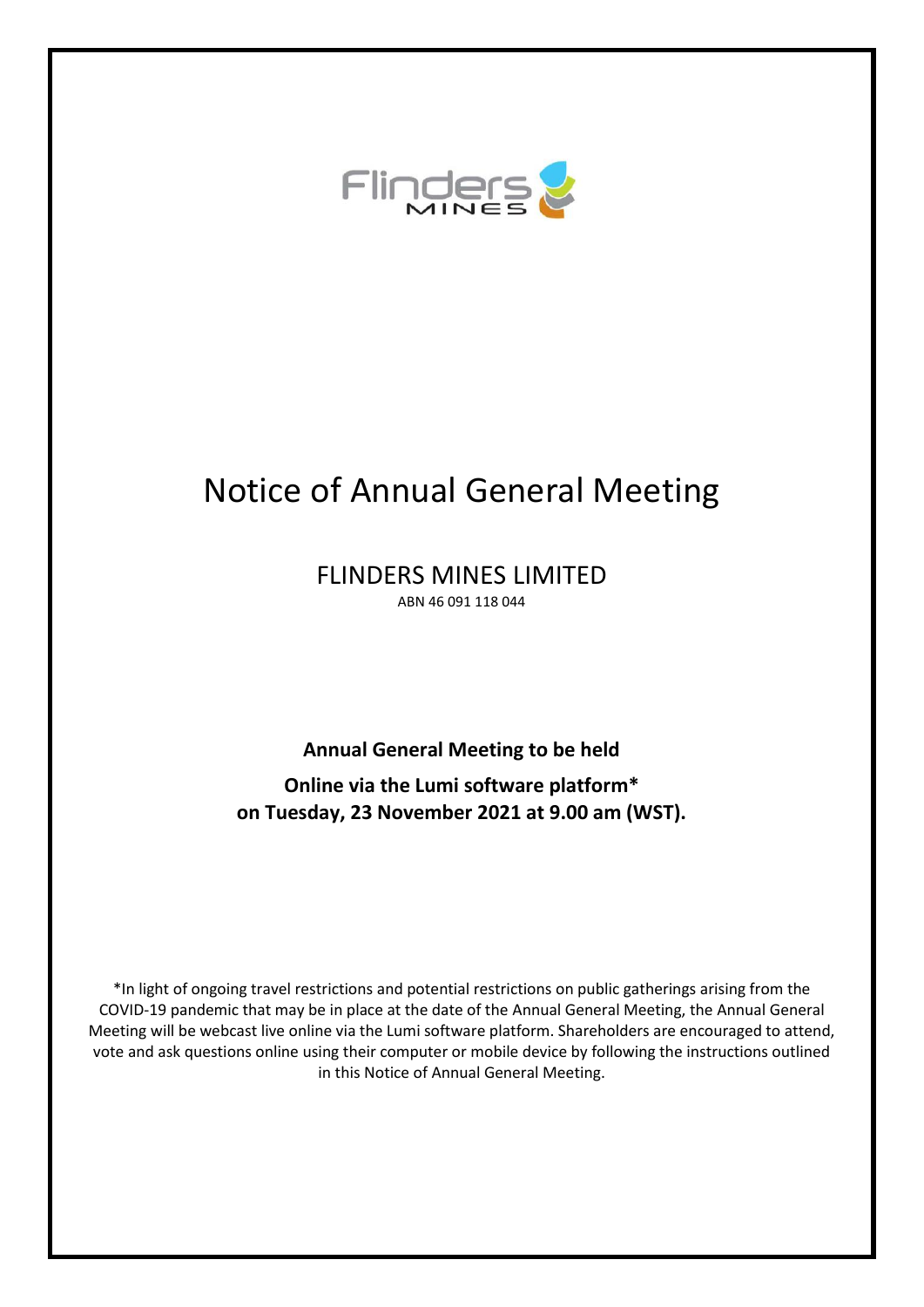# Notice of Annual General Meeting

FLINDERS MINES LIMITED

ABN 46 091 118 044

**Annual General Meeting to be held**

**Online via the Lumi software platform\***

**on Tuesday, 23 November 2021 at 9.00 am (WST).**

\*In light of ongoing travel restrictions and potential restrictions on public gatherings arising from the COVID-19 pandemic that may be in place at the date of the Annual General Meeting, the Annual General Meeting will be webcast live online via the Lumi software platform. Shareholders are encouraged to attend, vote and ask questions online using their computer or mobile device by following the instructions outlined in this Notice of Annual General Meeting.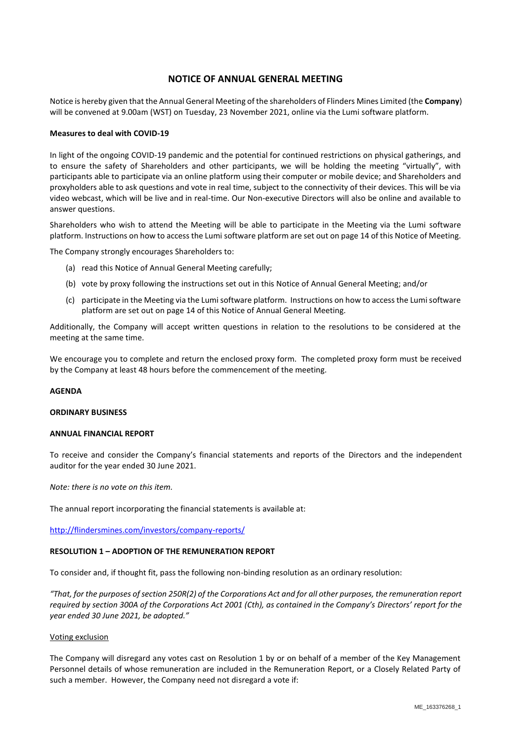## NOTICE OF ANNUAL GENERAL MEETING

Notice is hereby given that the Annual General Meeting of the shareholders of Flinders Mines Limited (the **Company**) will be convened at 9.00am (WST) on Tuesday, 23 November 2021, online via the Lumi software platform.

**Measures to deal with COVID-19**

In light of the ongoing COVID-19 pandemic and the potential for continued restrictions on physical gatherings, and to ensure the safety of Shareholders and other participants, we will be holding the meeting "virtually", with participants able to participate via an online platform using their computer or mobile device; and Shareholders and proxyholders able to ask questions and vote in real time, subject to the connectivity of their devices. This will be via video webcast, which will be live and in real-time. Our Non-executive Directors will also be online and available to answer questions.

Shareholders who wish to attend the Meeting will be able to participate in the Meeting via the Lumi software platform. Instructions on how to access the Lumi software platform are set out on page 14 of this Notice of Meeting.

The Company strongly encourages Shareholders to:

(a) read this Notice of Annual General Meeting carefully;

(b) vote by proxy following the instructions set out in this Notice of Annual General Meeting; and/or

(c) participate in the Meeting via the Lumi software platform. Instructions on how to access the Lumi software platform are set out on page 14 of this Notice of Annual General Meeting.

Additionally, the Company will accept written questions in relation to the resolutions to be considered at the meeting at the same time.

We encourage you to complete and return the enclosed proxy form. The completed proxy form must be received by the Company at least 48 hours before the commencement of the meeting.

**AGENDA**

**ORDINARY BUSINESS**

**ANNUAL FINANCIAL REPORT**

To receive and consider the Company's financial statements and reports of the Directors and the independent auditor for the year ended 30 June 2021.

*Note: there is no vote on this item.*

The annual report incorporating the financial statements is available at:

http://flindersmines.com/investors/company-reports/

**RESOLUTION 1 – ADOPTION OF THE REMUNERATION REPORT**

To consider and, if thought fit, pass the following non-binding resolution as an ordinary resolution:

*"That, for the purposes of section 250R(2) of the Corporations Act and for all other purposes, the remuneration report required by section 300A of the Corporations Act 2001 (Cth), as contained in the Company's Directors' report for the year ended 30 June 2021, be adopted."*

Voting exclusion

The Company will disregard any votes cast on Resolution 1 by or on behalf of a member of the Key Management Personnel details of whose remuneration are included in the Remuneration Report, or a Closely Related Party of such a member. However, the Company need not disregard a vote if: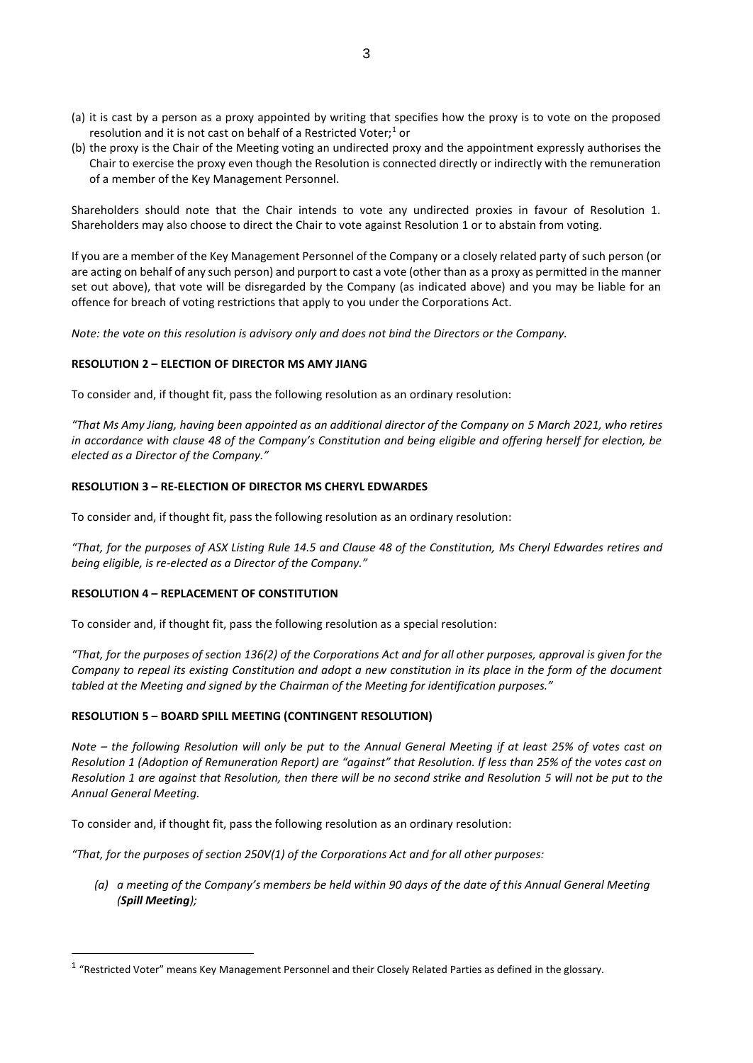(a) it is cast by a person as a proxy appointed by writing that specifies how the proxy is to vote on the proposed resolution and it is not cast on behalf of a Restricted Voter;[1] or

(b) the proxy is the Chair of the Meeting voting an undirected proxy and the appointment expressly authorises the Chair to exercise the proxy even though the Resolution is connected directly or indirectly with the remuneration of a member of the Key Management Personnel.

Shareholders should note that the Chair intends to vote any undirected proxies in favour of Resolution 1. Shareholders may also choose to direct the Chair to vote against Resolution 1 or to abstain from voting.

If you are a member of the Key Management Personnel of the Company or a closely related party of such person (or are acting on behalf of any such person) and purport to cast a vote (other than as a proxy as permitted in the manner set out above), that vote will be disregarded by the Company (as indicated above) and you may be liable for an offence for breach of voting restrictions that apply to you under the Corporations Act.

*Note: the vote on this resolution is advisory only and does not bind the Directors or the Company.*

**RESOLUTION 2 – ELECTION OF DIRECTOR MS AMY JIANG**

To consider and, if thought fit, pass the following resolution as an ordinary resolution:

*"That Ms Amy Jiang, having been appointed as an additional director of the Company on 5 March 2021, who retires in accordance with clause 48 of the Company's Constitution and being eligible and offering herself for election, be elected as a Director of the Company."*

**RESOLUTION 3 – RE-ELECTION OF DIRECTOR MS CHERYL EDWARDES**

To consider and, if thought fit, pass the following resolution as an ordinary resolution:

*"That, for the purposes of ASX Listing Rule 14.5 and Clause 48 of the Constitution, Ms Cheryl Edwardes retires and being eligible, is re-elected as a Director of the Company."*

**RESOLUTION 4 – REPLACEMENT OF CONSTITUTION**

To consider and, if thought fit, pass the following resolution as a special resolution:

*"That, for the purposes of section 136(2) of the Corporations Act and for all other purposes, approval is given for the Company to repeal its existing Constitution and adopt a new constitution in its place in the form of the document tabled at the Meeting and signed by the Chairman of the Meeting for identification purposes."*

**RESOLUTION 5 – BOARD SPILL MEETING (CONTINGENT RESOLUTION)**

*Note – the following Resolution will only be put to the Annual General Meeting if at least 25% of votes cast on Resolution 1 (Adoption of Remuneration Report) are "against" that Resolution. If less than 25% of the votes cast on Resolution 1 are against that Resolution, then there will be no second strike and Resolution 5 will not be put to the Annual General Meeting.*

To consider and, if thought fit, pass the following resolution as an ordinary resolution:

*"That, for the purposes of section 250V(1) of the Corporations Act and for all other purposes:*

*(a) a meeting of the Company's members be held within 90 days of the date of this Annual General Meeting (**Spill Meeting**);*

[1] "Restricted Voter" means Key Management Personnel and their Closely Related Parties as defined in the glossary.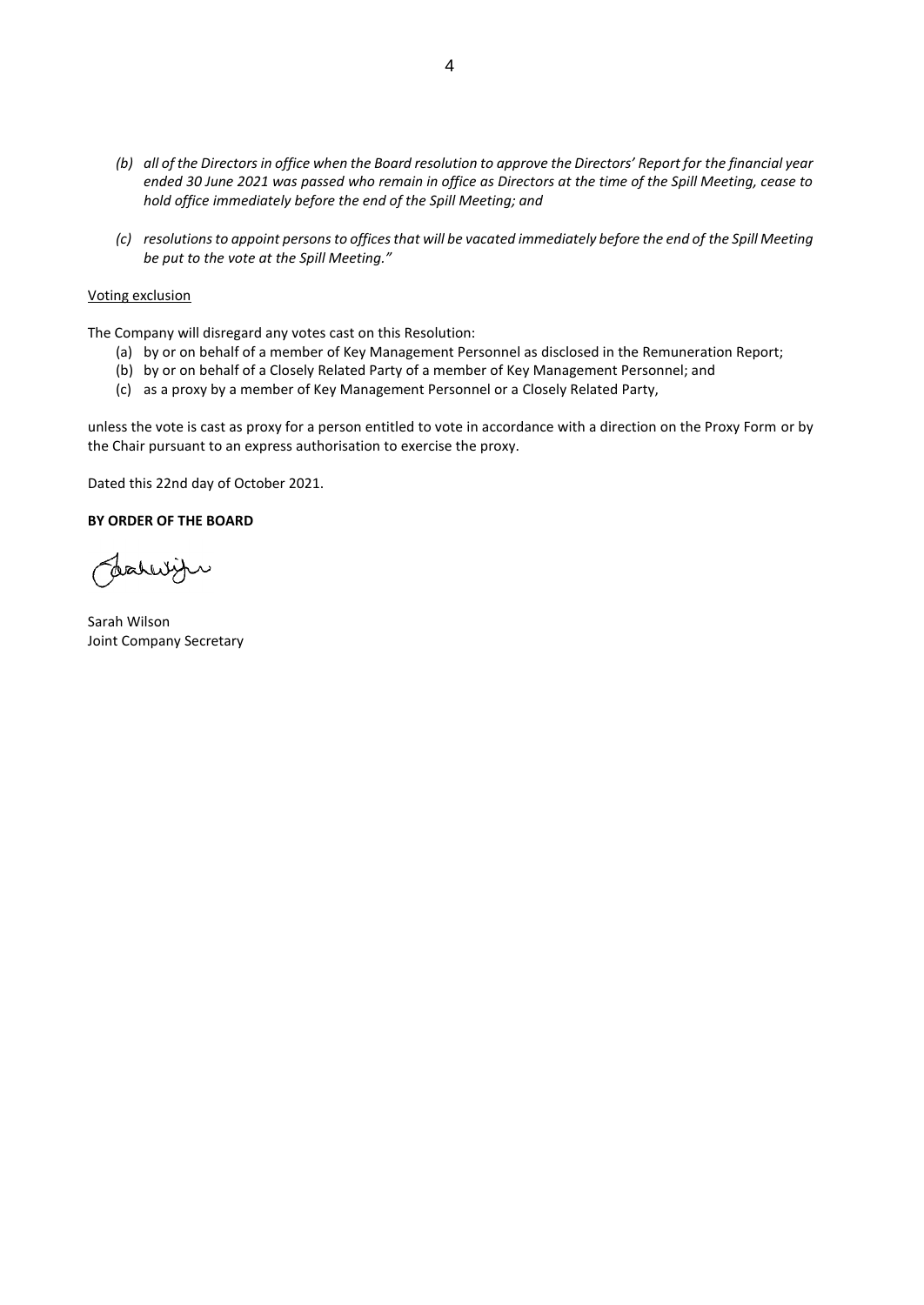*(b) all of the Directors in office when the Board resolution to approve the Directors' Report for the financial year ended 30 June 2021 was passed who remain in office as Directors at the time of the Spill Meeting, cease to hold office immediately before the end of the Spill Meeting; and*

*(c) resolutions to appoint persons to offices that will be vacated immediately before the end of the Spill Meeting be put to the vote at the Spill Meeting."*

Voting exclusion

The Company will disregard any votes cast on this Resolution:

(a) by or on behalf of a member of Key Management Personnel as disclosed in the Remuneration Report;
(b) by or on behalf of a Closely Related Party of a member of Key Management Personnel; and
(c) as a proxy by a member of Key Management Personnel or a Closely Related Party,

unless the vote is cast as proxy for a person entitled to vote in accordance with a direction on the Proxy Form or by the Chair pursuant to an express authorisation to exercise the proxy.

Dated this 22nd day of October 2021.

**BY ORDER OF THE BOARD**

Sarah Wilson
Joint Company Secretary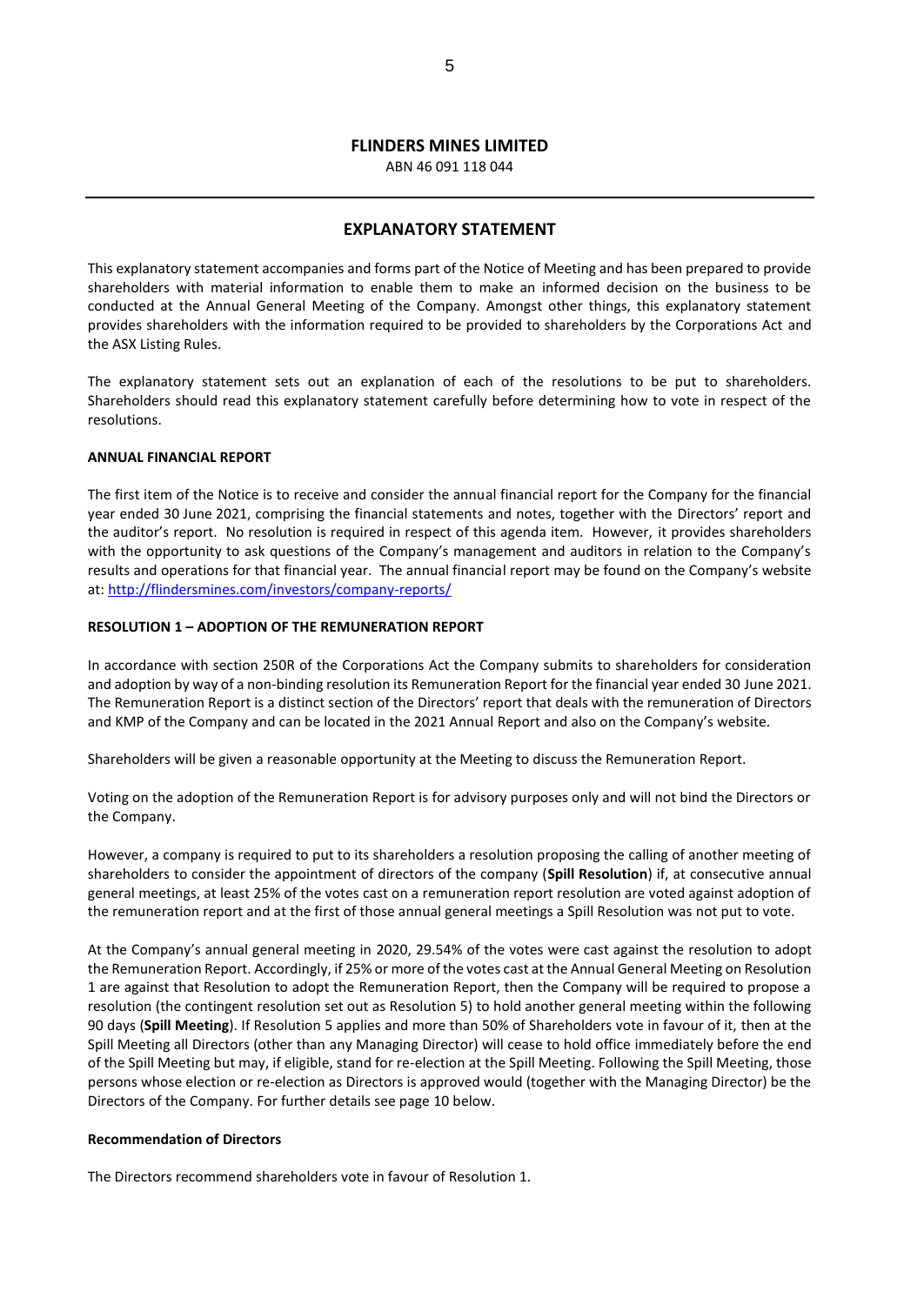**FLINDERS MINES LIMITED**

ABN 46 091 118 044

## EXPLANATORY STATEMENT

This explanatory statement accompanies and forms part of the Notice of Meeting and has been prepared to provide shareholders with material information to enable them to make an informed decision on the business to be conducted at the Annual General Meeting of the Company. Amongst other things, this explanatory statement provides shareholders with the information required to be provided to shareholders by the Corporations Act and the ASX Listing Rules.

The explanatory statement sets out an explanation of each of the resolutions to be put to shareholders. Shareholders should read this explanatory statement carefully before determining how to vote in respect of the resolutions.

### ANNUAL FINANCIAL REPORT

The first item of the Notice is to receive and consider the annual financial report for the Company for the financial year ended 30 June 2021, comprising the financial statements and notes, together with the Directors' report and the auditor's report. No resolution is required in respect of this agenda item. However, it provides shareholders with the opportunity to ask questions of the Company's management and auditors in relation to the Company's results and operations for that financial year. The annual financial report may be found on the Company's website at: http://flindersmines.com/investors/company-reports/

### RESOLUTION 1 – ADOPTION OF THE REMUNERATION REPORT

In accordance with section 250R of the Corporations Act the Company submits to shareholders for consideration and adoption by way of a non-binding resolution its Remuneration Report for the financial year ended 30 June 2021. The Remuneration Report is a distinct section of the Directors' report that deals with the remuneration of Directors and KMP of the Company and can be located in the 2021 Annual Report and also on the Company's website.

Shareholders will be given a reasonable opportunity at the Meeting to discuss the Remuneration Report.

Voting on the adoption of the Remuneration Report is for advisory purposes only and will not bind the Directors or the Company.

However, a company is required to put to its shareholders a resolution proposing the calling of another meeting of shareholders to consider the appointment of directors of the company (**Spill Resolution**) if, at consecutive annual general meetings, at least 25% of the votes cast on a remuneration report resolution are voted against adoption of the remuneration report and at the first of those annual general meetings a Spill Resolution was not put to vote.

At the Company's annual general meeting in 2020, 29.54% of the votes were cast against the resolution to adopt the Remuneration Report. Accordingly, if 25% or more of the votes cast at the Annual General Meeting on Resolution 1 are against that Resolution to adopt the Remuneration Report, then the Company will be required to propose a resolution (the contingent resolution set out as Resolution 5) to hold another general meeting within the following 90 days (**Spill Meeting**). If Resolution 5 applies and more than 50% of Shareholders vote in favour of it, then at the Spill Meeting all Directors (other than any Managing Director) will cease to hold office immediately before the end of the Spill Meeting but may, if eligible, stand for re-election at the Spill Meeting. Following the Spill Meeting, those persons whose election or re-election as Directors is approved would (together with the Managing Director) be the Directors of the Company. For further details see page 10 below.

#### Recommendation of Directors

The Directors recommend shareholders vote in favour of Resolution 1.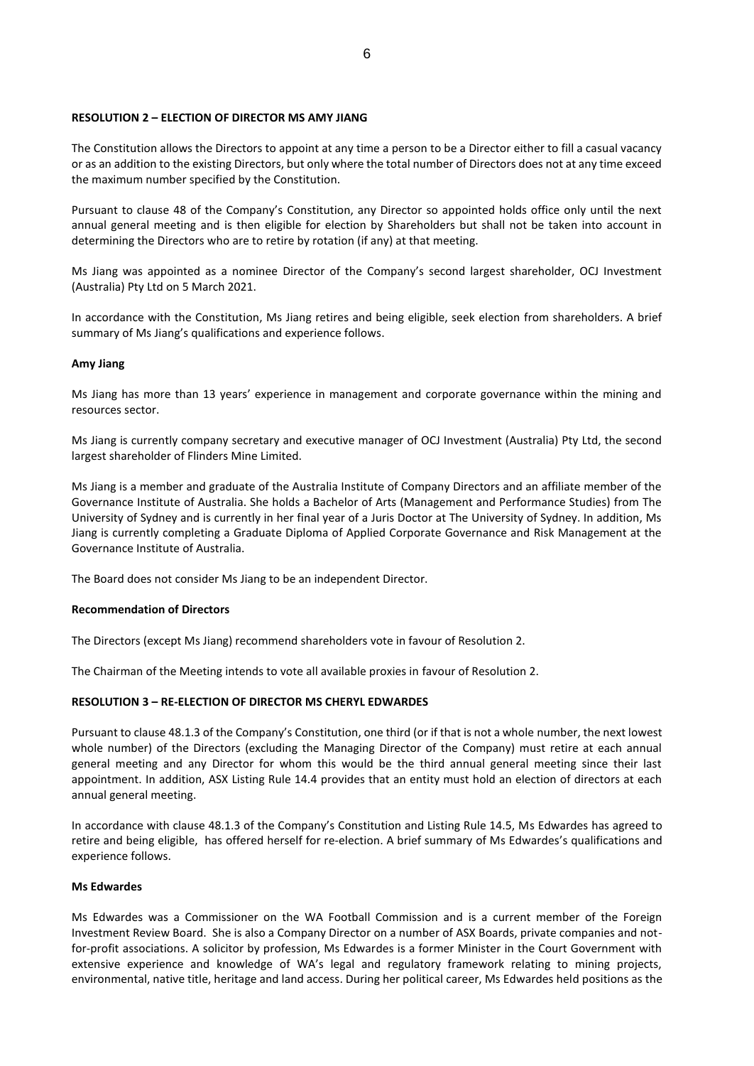**RESOLUTION 2 – ELECTION OF DIRECTOR MS AMY JIANG**

The Constitution allows the Directors to appoint at any time a person to be a Director either to fill a casual vacancy or as an addition to the existing Directors, but only where the total number of Directors does not at any time exceed the maximum number specified by the Constitution.

Pursuant to clause 48 of the Company's Constitution, any Director so appointed holds office only until the next annual general meeting and is then eligible for election by Shareholders but shall not be taken into account in determining the Directors who are to retire by rotation (if any) at that meeting.

Ms Jiang was appointed as a nominee Director of the Company's second largest shareholder, OCJ Investment (Australia) Pty Ltd on 5 March 2021.

In accordance with the Constitution, Ms Jiang retires and being eligible, seek election from shareholders. A brief summary of Ms Jiang's qualifications and experience follows.

**Amy Jiang**

Ms Jiang has more than 13 years' experience in management and corporate governance within the mining and resources sector.

Ms Jiang is currently company secretary and executive manager of OCJ Investment (Australia) Pty Ltd, the second largest shareholder of Flinders Mine Limited.

Ms Jiang is a member and graduate of the Australia Institute of Company Directors and an affiliate member of the Governance Institute of Australia. She holds a Bachelor of Arts (Management and Performance Studies) from The University of Sydney and is currently in her final year of a Juris Doctor at The University of Sydney. In addition, Ms Jiang is currently completing a Graduate Diploma of Applied Corporate Governance and Risk Management at the Governance Institute of Australia.

The Board does not consider Ms Jiang to be an independent Director.

**Recommendation of Directors**

The Directors (except Ms Jiang) recommend shareholders vote in favour of Resolution 2.

The Chairman of the Meeting intends to vote all available proxies in favour of Resolution 2.

**RESOLUTION 3 – RE-ELECTION OF DIRECTOR MS CHERYL EDWARDES**

Pursuant to clause 48.1.3 of the Company's Constitution, one third (or if that is not a whole number, the next lowest whole number) of the Directors (excluding the Managing Director of the Company) must retire at each annual general meeting and any Director for whom this would be the third annual general meeting since their last appointment. In addition, ASX Listing Rule 14.4 provides that an entity must hold an election of directors at each annual general meeting.

In accordance with clause 48.1.3 of the Company's Constitution and Listing Rule 14.5, Ms Edwardes has agreed to retire and being eligible, has offered herself for re-election. A brief summary of Ms Edwardes's qualifications and experience follows.

**Ms Edwardes**

Ms Edwardes was a Commissioner on the WA Football Commission and is a current member of the Foreign Investment Review Board. She is also a Company Director on a number of ASX Boards, private companies and not-for-profit associations. A solicitor by profession, Ms Edwardes is a former Minister in the Court Government with extensive experience and knowledge of WA's legal and regulatory framework relating to mining projects, environmental, native title, heritage and land access. During her political career, Ms Edwardes held positions as the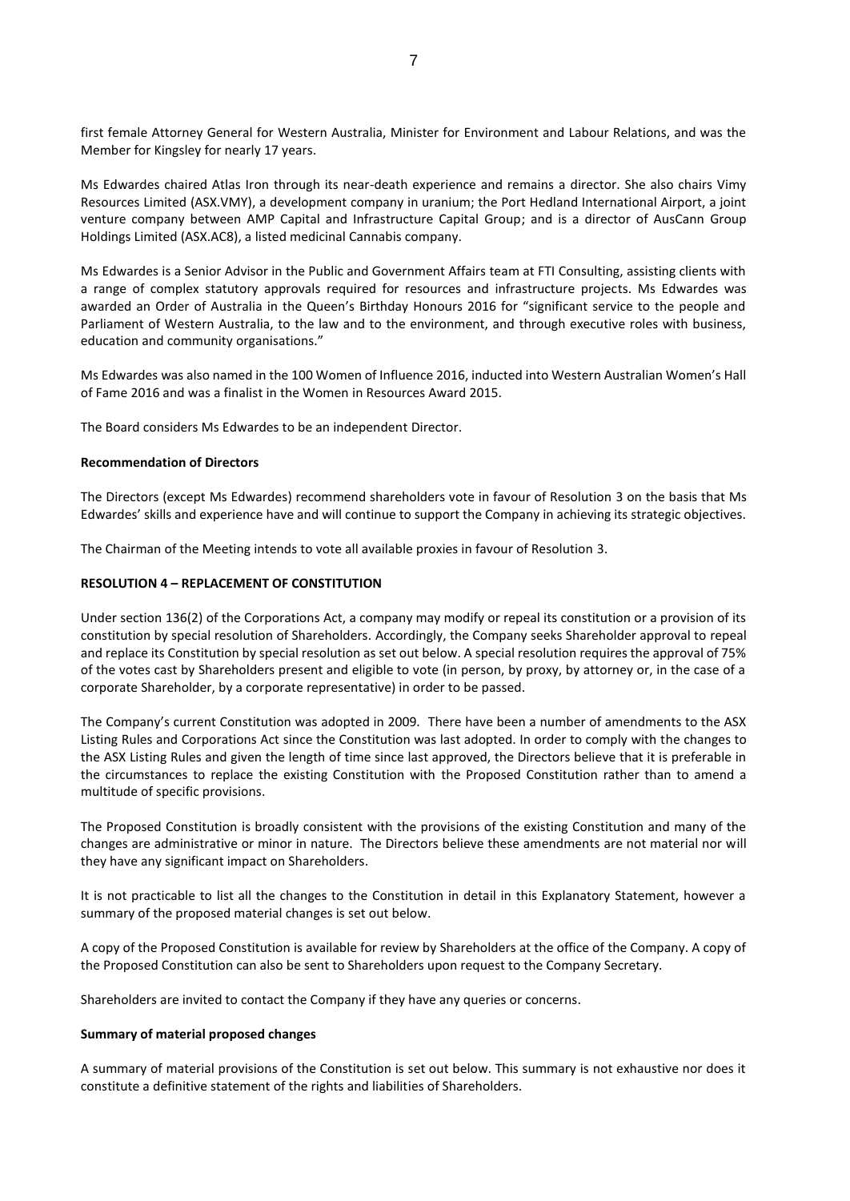first female Attorney General for Western Australia, Minister for Environment and Labour Relations, and was the Member for Kingsley for nearly 17 years.

Ms Edwardes chaired Atlas Iron through its near-death experience and remains a director. She also chairs Vimy Resources Limited (ASX.VMY), a development company in uranium; the Port Hedland International Airport, a joint venture company between AMP Capital and Infrastructure Capital Group; and is a director of AusCann Group Holdings Limited (ASX.AC8), a listed medicinal Cannabis company.

Ms Edwardes is a Senior Advisor in the Public and Government Affairs team at FTI Consulting, assisting clients with a range of complex statutory approvals required for resources and infrastructure projects. Ms Edwardes was awarded an Order of Australia in the Queen's Birthday Honours 2016 for "significant service to the people and Parliament of Western Australia, to the law and to the environment, and through executive roles with business, education and community organisations."

Ms Edwardes was also named in the 100 Women of Influence 2016, inducted into Western Australian Women's Hall of Fame 2016 and was a finalist in the Women in Resources Award 2015.

The Board considers Ms Edwardes to be an independent Director.

**Recommendation of Directors**

The Directors (except Ms Edwardes) recommend shareholders vote in favour of Resolution 3 on the basis that Ms Edwardes' skills and experience have and will continue to support the Company in achieving its strategic objectives.

The Chairman of the Meeting intends to vote all available proxies in favour of Resolution 3.

**RESOLUTION 4 – REPLACEMENT OF CONSTITUTION**

Under section 136(2) of the Corporations Act, a company may modify or repeal its constitution or a provision of its constitution by special resolution of Shareholders. Accordingly, the Company seeks Shareholder approval to repeal and replace its Constitution by special resolution as set out below. A special resolution requires the approval of 75% of the votes cast by Shareholders present and eligible to vote (in person, by proxy, by attorney or, in the case of a corporate Shareholder, by a corporate representative) in order to be passed.

The Company's current Constitution was adopted in 2009. There have been a number of amendments to the ASX Listing Rules and Corporations Act since the Constitution was last adopted. In order to comply with the changes to the ASX Listing Rules and given the length of time since last approved, the Directors believe that it is preferable in the circumstances to replace the existing Constitution with the Proposed Constitution rather than to amend a multitude of specific provisions.

The Proposed Constitution is broadly consistent with the provisions of the existing Constitution and many of the changes are administrative or minor in nature. The Directors believe these amendments are not material nor will they have any significant impact on Shareholders.

It is not practicable to list all the changes to the Constitution in detail in this Explanatory Statement, however a summary of the proposed material changes is set out below.

A copy of the Proposed Constitution is available for review by Shareholders at the office of the Company. A copy of the Proposed Constitution can also be sent to Shareholders upon request to the Company Secretary.

Shareholders are invited to contact the Company if they have any queries or concerns.

**Summary of material proposed changes**

A summary of material provisions of the Constitution is set out below. This summary is not exhaustive nor does it constitute a definitive statement of the rights and liabilities of Shareholders.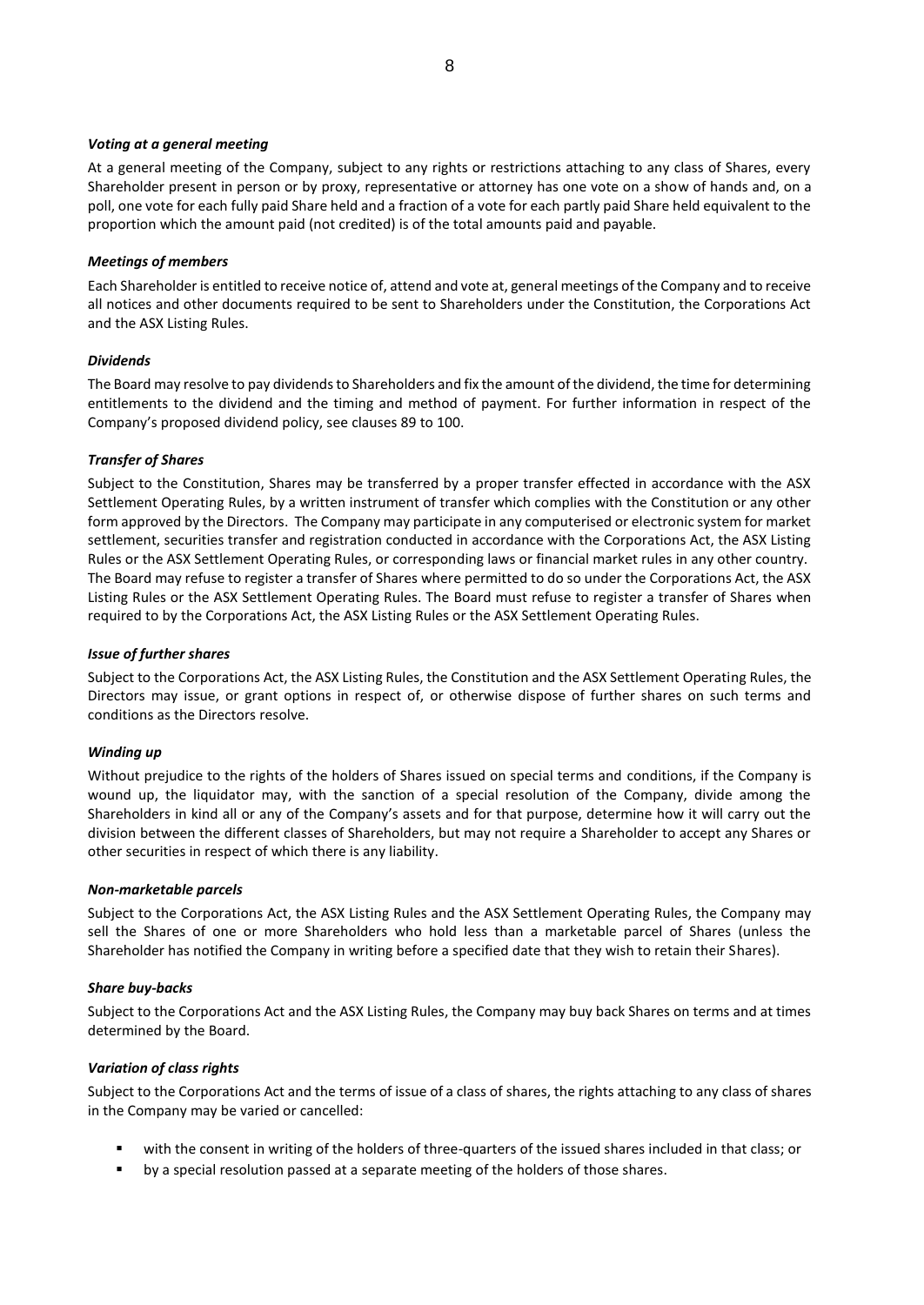***Voting at a general meeting***

At a general meeting of the Company, subject to any rights or restrictions attaching to any class of Shares, every Shareholder present in person or by proxy, representative or attorney has one vote on a show of hands and, on a poll, one vote for each fully paid Share held and a fraction of a vote for each partly paid Share held equivalent to the proportion which the amount paid (not credited) is of the total amounts paid and payable.

***Meetings of members***

Each Shareholder is entitled to receive notice of, attend and vote at, general meetings of the Company and to receive all notices and other documents required to be sent to Shareholders under the Constitution, the Corporations Act and the ASX Listing Rules.

***Dividends***

The Board may resolve to pay dividends to Shareholders and fix the amount of the dividend, the time for determining entitlements to the dividend and the timing and method of payment. For further information in respect of the Company's proposed dividend policy, see clauses 89 to 100.

***Transfer of Shares***

Subject to the Constitution, Shares may be transferred by a proper transfer effected in accordance with the ASX Settlement Operating Rules, by a written instrument of transfer which complies with the Constitution or any other form approved by the Directors. The Company may participate in any computerised or electronic system for market settlement, securities transfer and registration conducted in accordance with the Corporations Act, the ASX Listing Rules or the ASX Settlement Operating Rules, or corresponding laws or financial market rules in any other country. The Board may refuse to register a transfer of Shares where permitted to do so under the Corporations Act, the ASX Listing Rules or the ASX Settlement Operating Rules. The Board must refuse to register a transfer of Shares when required to by the Corporations Act, the ASX Listing Rules or the ASX Settlement Operating Rules.

***Issue of further shares***

Subject to the Corporations Act, the ASX Listing Rules, the Constitution and the ASX Settlement Operating Rules, the Directors may issue, or grant options in respect of, or otherwise dispose of further shares on such terms and conditions as the Directors resolve.

***Winding up***

Without prejudice to the rights of the holders of Shares issued on special terms and conditions, if the Company is wound up, the liquidator may, with the sanction of a special resolution of the Company, divide among the Shareholders in kind all or any of the Company's assets and for that purpose, determine how it will carry out the division between the different classes of Shareholders, but may not require a Shareholder to accept any Shares or other securities in respect of which there is any liability.

***Non-marketable parcels***

Subject to the Corporations Act, the ASX Listing Rules and the ASX Settlement Operating Rules, the Company may sell the Shares of one or more Shareholders who hold less than a marketable parcel of Shares (unless the Shareholder has notified the Company in writing before a specified date that they wish to retain their Shares).

***Share buy-backs***

Subject to the Corporations Act and the ASX Listing Rules, the Company may buy back Shares on terms and at times determined by the Board.

***Variation of class rights***

Subject to the Corporations Act and the terms of issue of a class of shares, the rights attaching to any class of shares in the Company may be varied or cancelled:

- with the consent in writing of the holders of three-quarters of the issued shares included in that class; or
- by a special resolution passed at a separate meeting of the holders of those shares.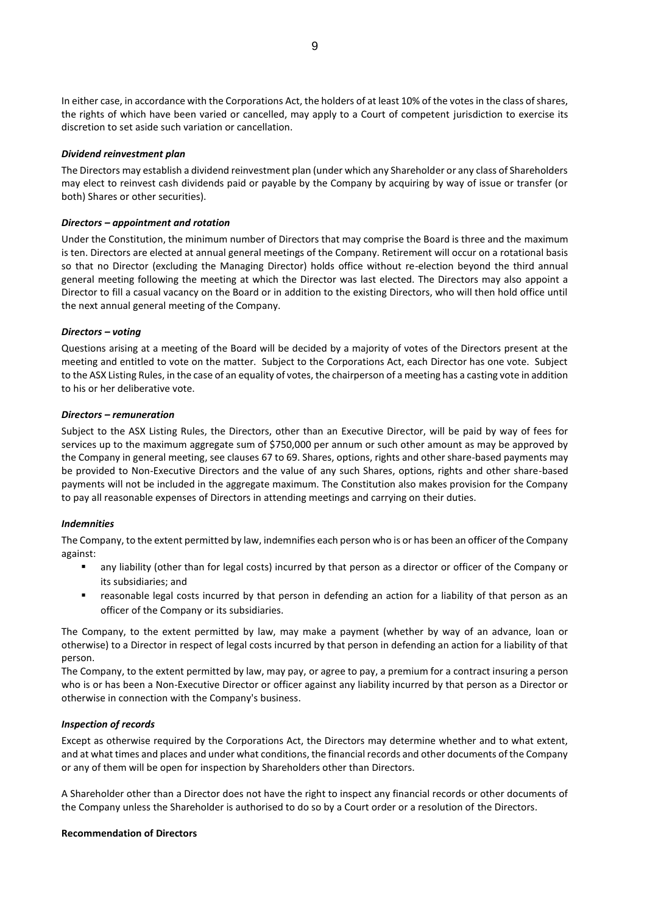In either case, in accordance with the Corporations Act, the holders of at least 10% of the votes in the class of shares, the rights of which have been varied or cancelled, may apply to a Court of competent jurisdiction to exercise its discretion to set aside such variation or cancellation.

***Dividend reinvestment plan***

The Directors may establish a dividend reinvestment plan (under which any Shareholder or any class of Shareholders may elect to reinvest cash dividends paid or payable by the Company by acquiring by way of issue or transfer (or both) Shares or other securities).

***Directors – appointment and rotation***

Under the Constitution, the minimum number of Directors that may comprise the Board is three and the maximum is ten. Directors are elected at annual general meetings of the Company. Retirement will occur on a rotational basis so that no Director (excluding the Managing Director) holds office without re-election beyond the third annual general meeting following the meeting at which the Director was last elected. The Directors may also appoint a Director to fill a casual vacancy on the Board or in addition to the existing Directors, who will then hold office until the next annual general meeting of the Company.

***Directors – voting***

Questions arising at a meeting of the Board will be decided by a majority of votes of the Directors present at the meeting and entitled to vote on the matter. Subject to the Corporations Act, each Director has one vote. Subject to the ASX Listing Rules, in the case of an equality of votes, the chairperson of a meeting has a casting vote in addition to his or her deliberative vote.

***Directors – remuneration***

Subject to the ASX Listing Rules, the Directors, other than an Executive Director, will be paid by way of fees for services up to the maximum aggregate sum of $750,000 per annum or such other amount as may be approved by the Company in general meeting, see clauses 67 to 69. Shares, options, rights and other share-based payments may be provided to Non-Executive Directors and the value of any such Shares, options, rights and other share-based payments will not be included in the aggregate maximum. The Constitution also makes provision for the Company to pay all reasonable expenses of Directors in attending meetings and carrying on their duties.

***Indemnities***

The Company, to the extent permitted by law, indemnifies each person who is or has been an officer of the Company against:

- any liability (other than for legal costs) incurred by that person as a director or officer of the Company or its subsidiaries; and
- reasonable legal costs incurred by that person in defending an action for a liability of that person as an officer of the Company or its subsidiaries.

The Company, to the extent permitted by law, may make a payment (whether by way of an advance, loan or otherwise) to a Director in respect of legal costs incurred by that person in defending an action for a liability of that person.

The Company, to the extent permitted by law, may pay, or agree to pay, a premium for a contract insuring a person who is or has been a Non-Executive Director or officer against any liability incurred by that person as a Director or otherwise in connection with the Company's business.

***Inspection of records***

Except as otherwise required by the Corporations Act, the Directors may determine whether and to what extent, and at what times and places and under what conditions, the financial records and other documents of the Company or any of them will be open for inspection by Shareholders other than Directors.

A Shareholder other than a Director does not have the right to inspect any financial records or other documents of the Company unless the Shareholder is authorised to do so by a Court order or a resolution of the Directors.

**Recommendation of Directors**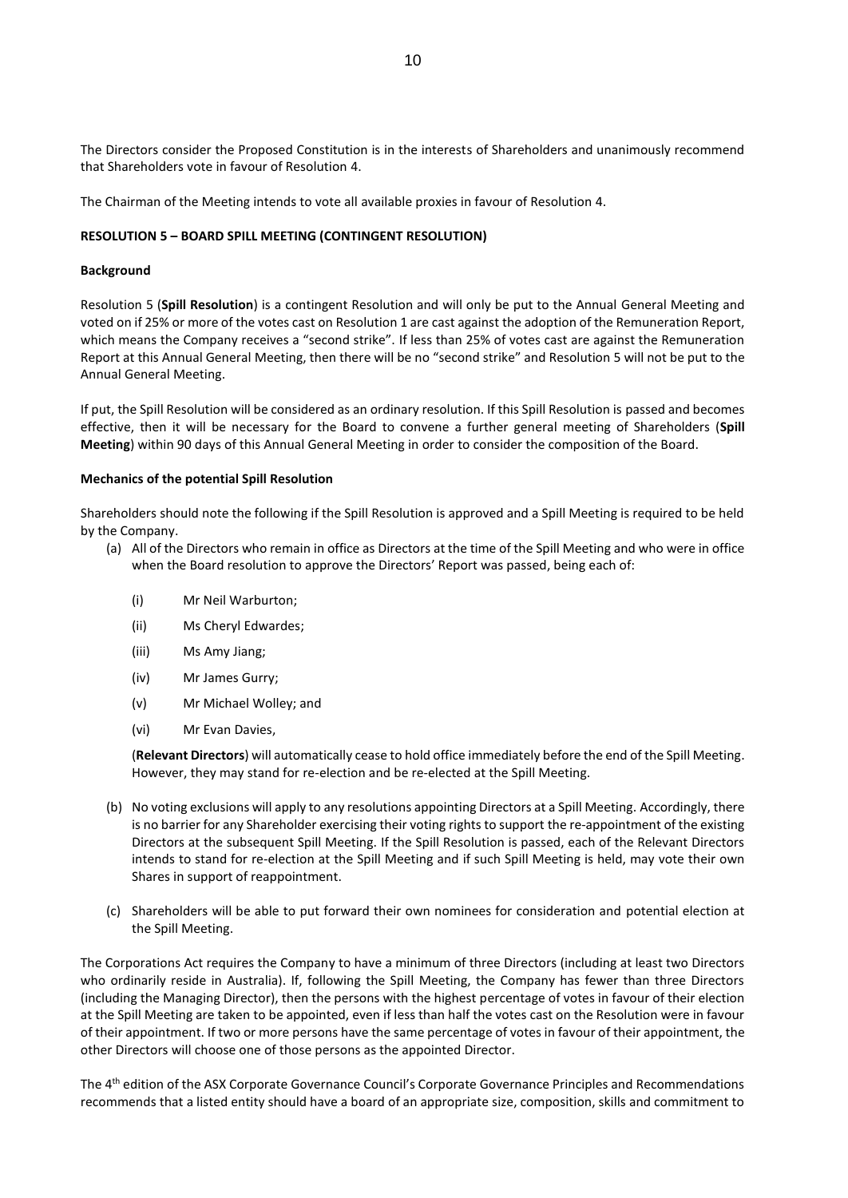The Directors consider the Proposed Constitution is in the interests of Shareholders and unanimously recommend that Shareholders vote in favour of Resolution 4.

The Chairman of the Meeting intends to vote all available proxies in favour of Resolution 4.

**RESOLUTION 5 – BOARD SPILL MEETING (CONTINGENT RESOLUTION)**

**Background**

Resolution 5 (**Spill Resolution**) is a contingent Resolution and will only be put to the Annual General Meeting and voted on if 25% or more of the votes cast on Resolution 1 are cast against the adoption of the Remuneration Report, which means the Company receives a "second strike". If less than 25% of votes cast are against the Remuneration Report at this Annual General Meeting, then there will be no "second strike" and Resolution 5 will not be put to the Annual General Meeting.

If put, the Spill Resolution will be considered as an ordinary resolution. If this Spill Resolution is passed and becomes effective, then it will be necessary for the Board to convene a further general meeting of Shareholders (**Spill Meeting**) within 90 days of this Annual General Meeting in order to consider the composition of the Board.

**Mechanics of the potential Spill Resolution**

Shareholders should note the following if the Spill Resolution is approved and a Spill Meeting is required to be held by the Company.

(a) All of the Directors who remain in office as Directors at the time of the Spill Meeting and who were in office when the Board resolution to approve the Directors' Report was passed, being each of:

(i) Mr Neil Warburton;

(ii) Ms Cheryl Edwardes;

(iii) Ms Amy Jiang;

(iv) Mr James Gurry;

(v) Mr Michael Wolley; and

(vi) Mr Evan Davies,

(**Relevant Directors**) will automatically cease to hold office immediately before the end of the Spill Meeting. However, they may stand for re-election and be re-elected at the Spill Meeting.

(b) No voting exclusions will apply to any resolutions appointing Directors at a Spill Meeting. Accordingly, there is no barrier for any Shareholder exercising their voting rights to support the re-appointment of the existing Directors at the subsequent Spill Meeting. If the Spill Resolution is passed, each of the Relevant Directors intends to stand for re-election at the Spill Meeting and if such Spill Meeting is held, may vote their own Shares in support of reappointment.

(c) Shareholders will be able to put forward their own nominees for consideration and potential election at the Spill Meeting.

The Corporations Act requires the Company to have a minimum of three Directors (including at least two Directors who ordinarily reside in Australia). If, following the Spill Meeting, the Company has fewer than three Directors (including the Managing Director), then the persons with the highest percentage of votes in favour of their election at the Spill Meeting are taken to be appointed, even if less than half the votes cast on the Resolution were in favour of their appointment. If two or more persons have the same percentage of votes in favour of their appointment, the other Directors will choose one of those persons as the appointed Director.

The 4th edition of the ASX Corporate Governance Council's Corporate Governance Principles and Recommendations recommends that a listed entity should have a board of an appropriate size, composition, skills and commitment to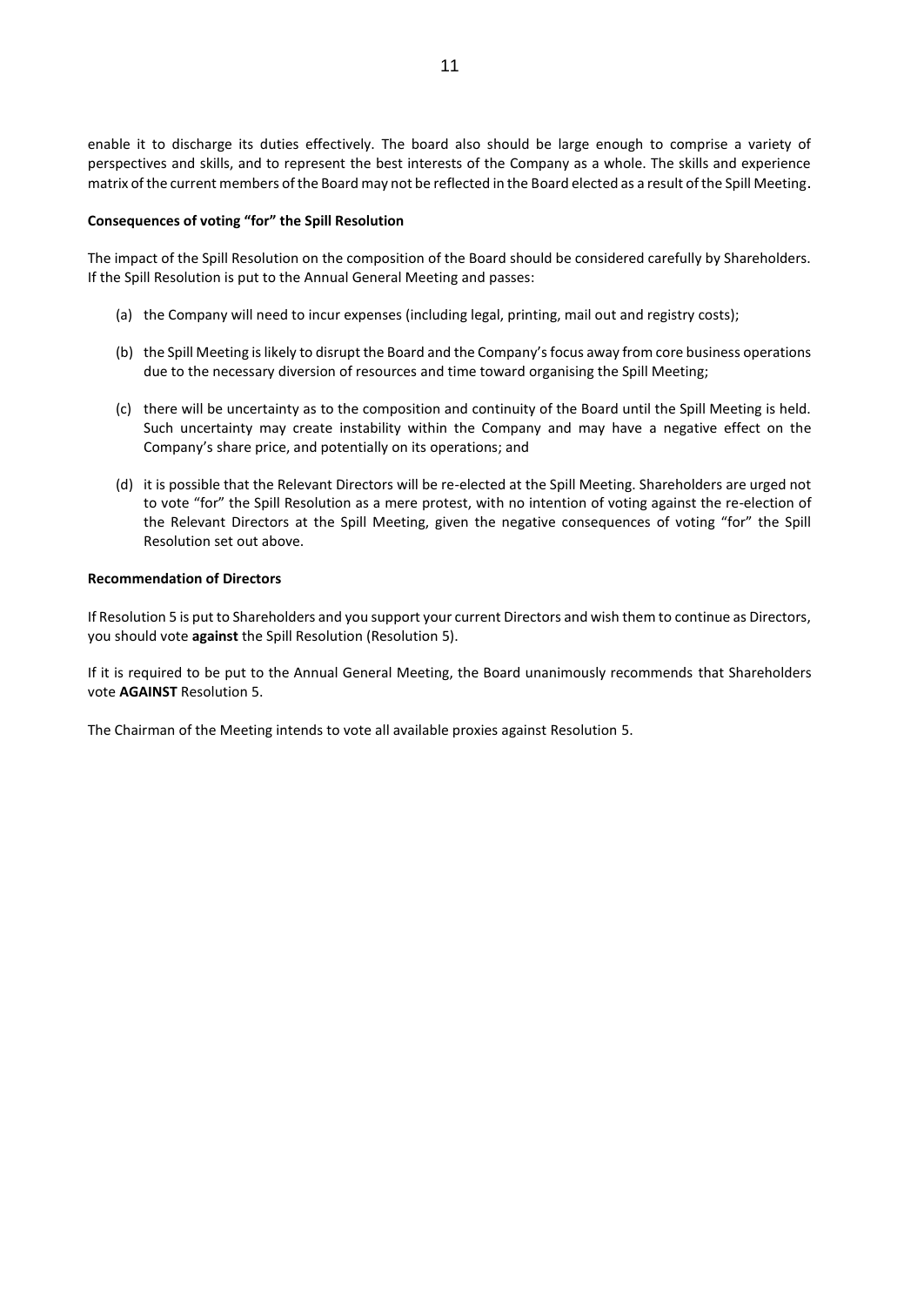enable it to discharge its duties effectively. The board also should be large enough to comprise a variety of perspectives and skills, and to represent the best interests of the Company as a whole. The skills and experience matrix of the current members of the Board may not be reflected in the Board elected as a result of the Spill Meeting.

**Consequences of voting "for" the Spill Resolution**

The impact of the Spill Resolution on the composition of the Board should be considered carefully by Shareholders. If the Spill Resolution is put to the Annual General Meeting and passes:

(a) the Company will need to incur expenses (including legal, printing, mail out and registry costs);

(b) the Spill Meeting is likely to disrupt the Board and the Company's focus away from core business operations due to the necessary diversion of resources and time toward organising the Spill Meeting;

(c) there will be uncertainty as to the composition and continuity of the Board until the Spill Meeting is held. Such uncertainty may create instability within the Company and may have a negative effect on the Company's share price, and potentially on its operations; and

(d) it is possible that the Relevant Directors will be re-elected at the Spill Meeting. Shareholders are urged not to vote "for" the Spill Resolution as a mere protest, with no intention of voting against the re-election of the Relevant Directors at the Spill Meeting, given the negative consequences of voting "for" the Spill Resolution set out above.

**Recommendation of Directors**

If Resolution 5 is put to Shareholders and you support your current Directors and wish them to continue as Directors, you should vote **against** the Spill Resolution (Resolution 5).

If it is required to be put to the Annual General Meeting, the Board unanimously recommends that Shareholders vote **AGAINST** Resolution 5.

The Chairman of the Meeting intends to vote all available proxies against Resolution 5.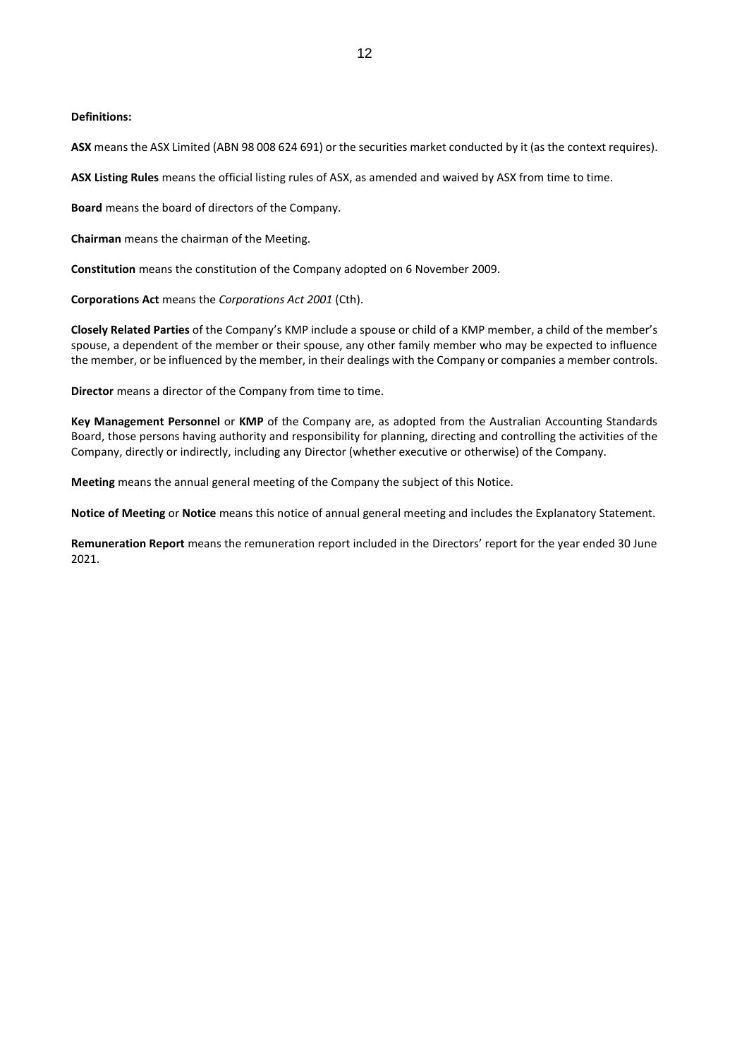**Definitions:**

**ASX** means the ASX Limited (ABN 98 008 624 691) or the securities market conducted by it (as the context requires).

**ASX Listing Rules** means the official listing rules of ASX, as amended and waived by ASX from time to time.

**Board** means the board of directors of the Company.

**Chairman** means the chairman of the Meeting.

**Constitution** means the constitution of the Company adopted on 6 November 2009.

**Corporations Act** means the *Corporations Act 2001* (Cth).

**Closely Related Parties** of the Company's KMP include a spouse or child of a KMP member, a child of the member's spouse, a dependent of the member or their spouse, any other family member who may be expected to influence the member, or be influenced by the member, in their dealings with the Company or companies a member controls.

**Director** means a director of the Company from time to time.

**Key Management Personnel** or **KMP** of the Company are, as adopted from the Australian Accounting Standards Board, those persons having authority and responsibility for planning, directing and controlling the activities of the Company, directly or indirectly, including any Director (whether executive or otherwise) of the Company.

**Meeting** means the annual general meeting of the Company the subject of this Notice.

**Notice of Meeting** or **Notice** means this notice of annual general meeting and includes the Explanatory Statement.

**Remuneration Report** means the remuneration report included in the Directors' report for the year ended 30 June 2021.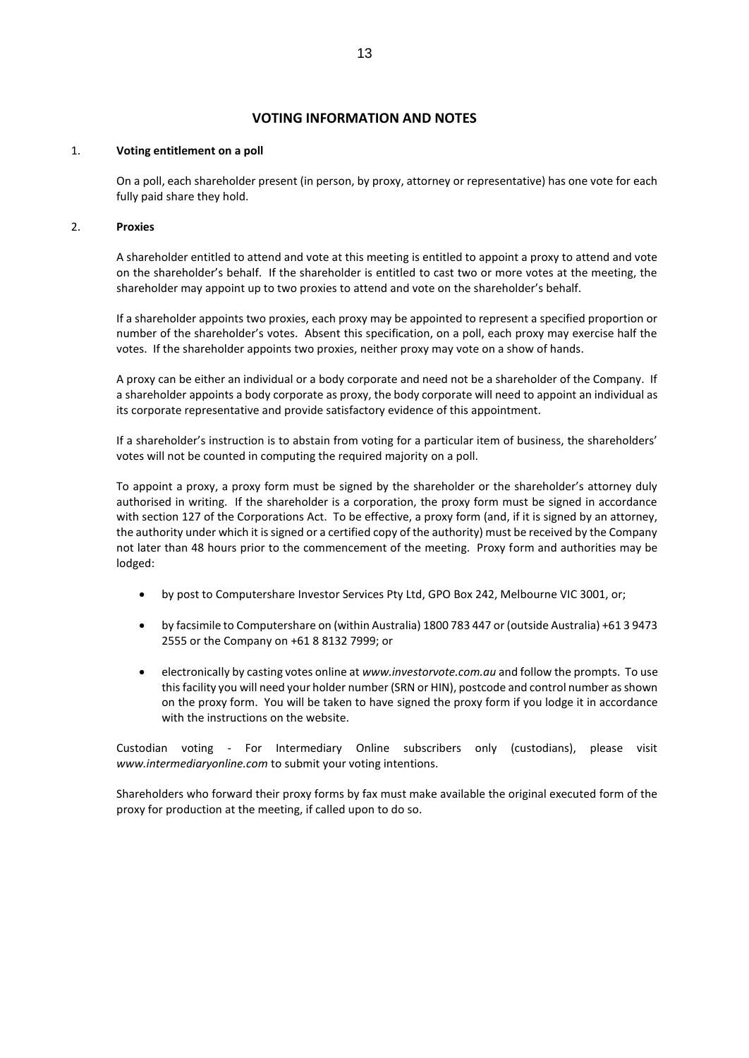## VOTING INFORMATION AND NOTES

1. **Voting entitlement on a poll**

   On a poll, each shareholder present (in person, by proxy, attorney or representative) has one vote for each fully paid share they hold.

2. **Proxies**

   A shareholder entitled to attend and vote at this meeting is entitled to appoint a proxy to attend and vote on the shareholder's behalf. If the shareholder is entitled to cast two or more votes at the meeting, the shareholder may appoint up to two proxies to attend and vote on the shareholder's behalf.

   If a shareholder appoints two proxies, each proxy may be appointed to represent a specified proportion or number of the shareholder's votes. Absent this specification, on a poll, each proxy may exercise half the votes. If the shareholder appoints two proxies, neither proxy may vote on a show of hands.

   A proxy can be either an individual or a body corporate and need not be a shareholder of the Company. If a shareholder appoints a body corporate as proxy, the body corporate will need to appoint an individual as its corporate representative and provide satisfactory evidence of this appointment.

   If a shareholder's instruction is to abstain from voting for a particular item of business, the shareholders' votes will not be counted in computing the required majority on a poll.

   To appoint a proxy, a proxy form must be signed by the shareholder or the shareholder's attorney duly authorised in writing. If the shareholder is a corporation, the proxy form must be signed in accordance with section 127 of the Corporations Act. To be effective, a proxy form (and, if it is signed by an attorney, the authority under which it is signed or a certified copy of the authority) must be received by the Company not later than 48 hours prior to the commencement of the meeting. Proxy form and authorities may be lodged:

   - by post to Computershare Investor Services Pty Ltd, GPO Box 242, Melbourne VIC 3001, or;
   - by facsimile to Computershare on (within Australia) 1800 783 447 or (outside Australia) +61 3 9473 2555 or the Company on +61 8 8132 7999; or
   - electronically by casting votes online at *www.investorvote.com.au* and follow the prompts. To use this facility you will need your holder number (SRN or HIN), postcode and control number as shown on the proxy form. You will be taken to have signed the proxy form if you lodge it in accordance with the instructions on the website.

   Custodian voting - For Intermediary Online subscribers only (custodians), please visit *www.intermediaryonline.com* to submit your voting intentions.

   Shareholders who forward their proxy forms by fax must make available the original executed form of the proxy for production at the meeting, if called upon to do so.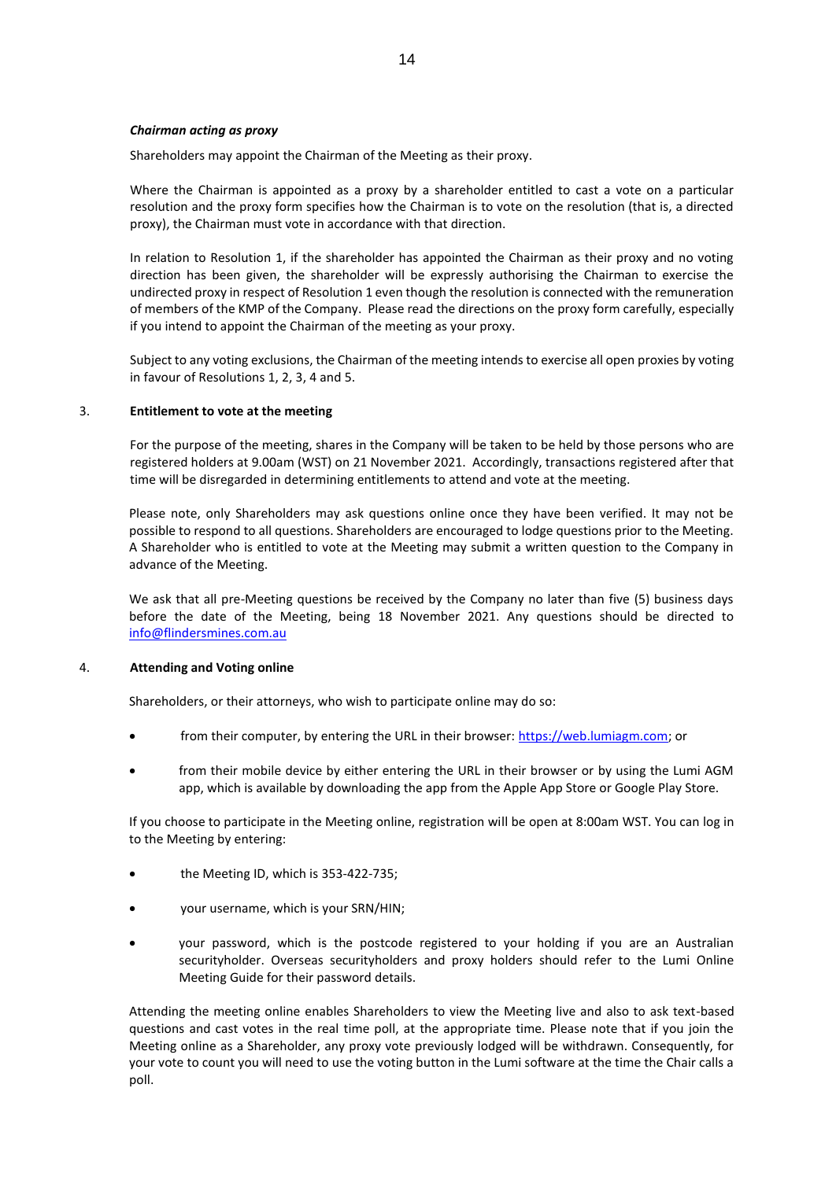***Chairman acting as proxy***

Shareholders may appoint the Chairman of the Meeting as their proxy.

Where the Chairman is appointed as a proxy by a shareholder entitled to cast a vote on a particular resolution and the proxy form specifies how the Chairman is to vote on the resolution (that is, a directed proxy), the Chairman must vote in accordance with that direction.

In relation to Resolution 1, if the shareholder has appointed the Chairman as their proxy and no voting direction has been given, the shareholder will be expressly authorising the Chairman to exercise the undirected proxy in respect of Resolution 1 even though the resolution is connected with the remuneration of members of the KMP of the Company. Please read the directions on the proxy form carefully, especially if you intend to appoint the Chairman of the meeting as your proxy.

Subject to any voting exclusions, the Chairman of the meeting intends to exercise all open proxies by voting in favour of Resolutions 1, 2, 3, 4 and 5.

3. **Entitlement to vote at the meeting**

For the purpose of the meeting, shares in the Company will be taken to be held by those persons who are registered holders at 9.00am (WST) on 21 November 2021. Accordingly, transactions registered after that time will be disregarded in determining entitlements to attend and vote at the meeting.

Please note, only Shareholders may ask questions online once they have been verified. It may not be possible to respond to all questions. Shareholders are encouraged to lodge questions prior to the Meeting. A Shareholder who is entitled to vote at the Meeting may submit a written question to the Company in advance of the Meeting.

We ask that all pre-Meeting questions be received by the Company no later than five (5) business days before the date of the Meeting, being 18 November 2021. Any questions should be directed to info@flindersmines.com.au

4. **Attending and Voting online**

Shareholders, or their attorneys, who wish to participate online may do so:

- from their computer, by entering the URL in their browser: https://web.lumiagm.com; or
- from their mobile device by either entering the URL in their browser or by using the Lumi AGM app, which is available by downloading the app from the Apple App Store or Google Play Store.

If you choose to participate in the Meeting online, registration will be open at 8:00am WST. You can log in to the Meeting by entering:

- the Meeting ID, which is 353-422-735;
- your username, which is your SRN/HIN;
- your password, which is the postcode registered to your holding if you are an Australian securityholder. Overseas securityholders and proxy holders should refer to the Lumi Online Meeting Guide for their password details.

Attending the meeting online enables Shareholders to view the Meeting live and also to ask text-based questions and cast votes in the real time poll, at the appropriate time. Please note that if you join the Meeting online as a Shareholder, any proxy vote previously lodged will be withdrawn. Consequently, for your vote to count you will need to use the voting button in the Lumi software at the time the Chair calls a poll.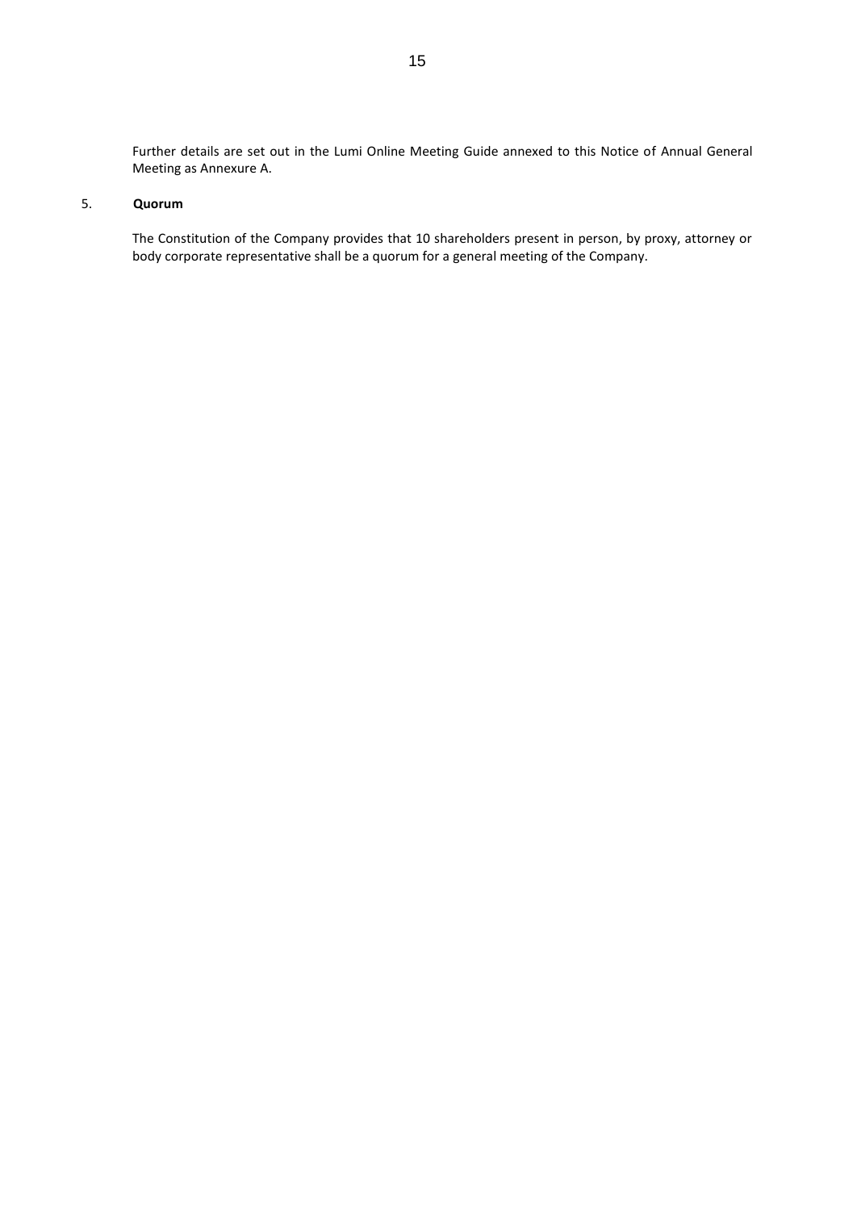Further details are set out in the Lumi Online Meeting Guide annexed to this Notice of Annual General Meeting as Annexure A.

5. **Quorum**

The Constitution of the Company provides that 10 shareholders present in person, by proxy, attorney or body corporate representative shall be a quorum for a general meeting of the Company.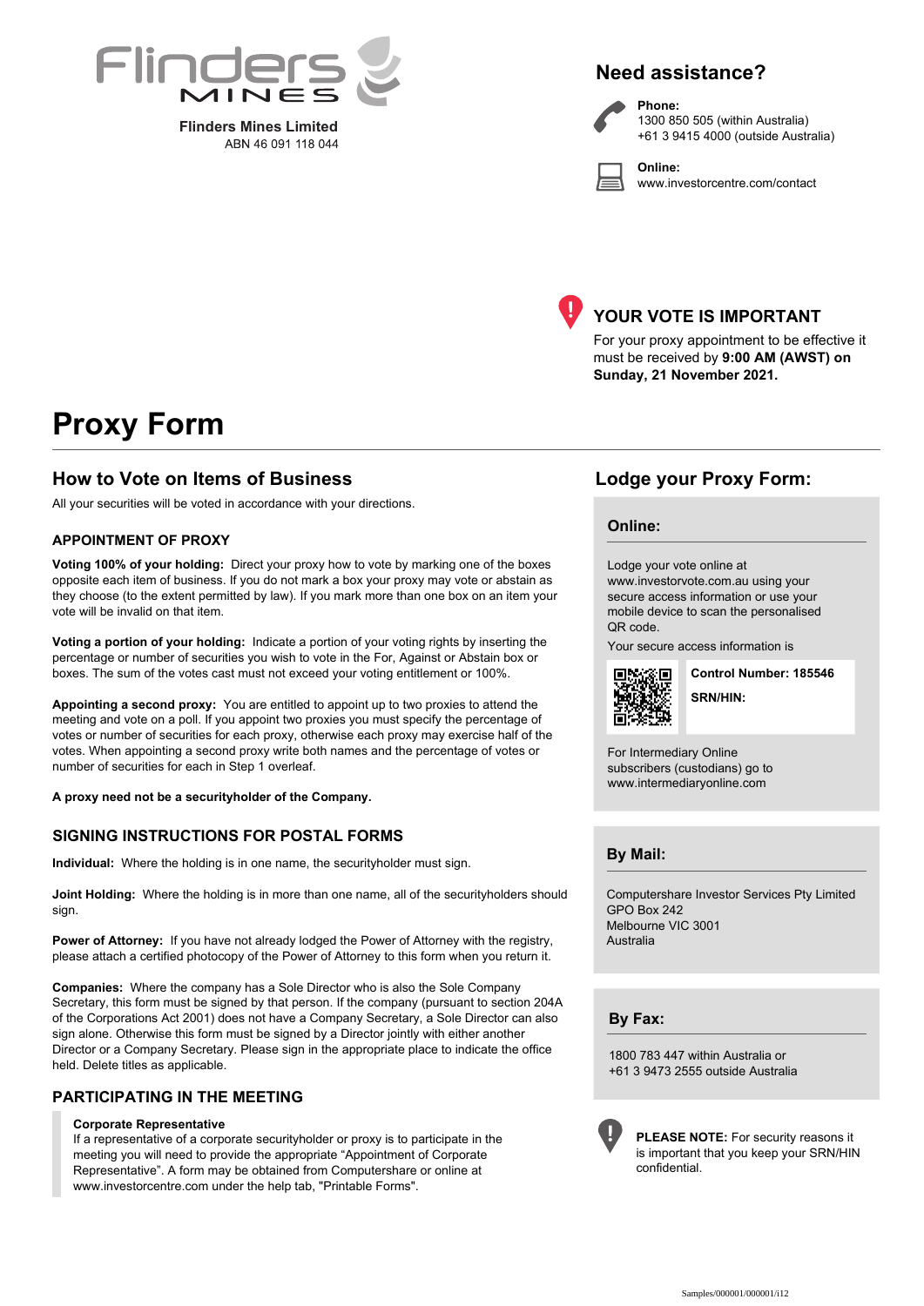Flinders Mines

**Flinders Mines Limited**
ABN 46 091 118 044

## Need assistance?

**Phone:**
1300 850 505 (within Australia)
+61 3 9415 4000 (outside Australia)

**Online:**
www.investorcentre.com/contact

## YOUR VOTE IS IMPORTANT

For your proxy appointment to be effective it must be received by **9:00 AM (AWST) on Sunday, 21 November 2021.**

# Proxy Form

## How to Vote on Items of Business

All your securities will be voted in accordance with your directions.

### APPOINTMENT OF PROXY

**Voting 100% of your holding:** Direct your proxy how to vote by marking one of the boxes opposite each item of business. If you do not mark a box your proxy may vote or abstain as they choose (to the extent permitted by law). If you mark more than one box on an item your vote will be invalid on that item.

**Voting a portion of your holding:** Indicate a portion of your voting rights by inserting the percentage or number of securities you wish to vote in the For, Against or Abstain box or boxes. The sum of the votes cast must not exceed your voting entitlement or 100%.

**Appointing a second proxy:** You are entitled to appoint up to two proxies to attend the meeting and vote on a poll. If you appoint two proxies you must specify the percentage of votes or number of securities for each proxy, otherwise each proxy may exercise half of the votes. When appointing a second proxy write both names and the percentage of votes or number of securities for each in Step 1 overleaf.

**A proxy need not be a securityholder of the Company.**

### SIGNING INSTRUCTIONS FOR POSTAL FORMS

**Individual:** Where the holding is in one name, the securityholder must sign.

**Joint Holding:** Where the holding is in more than one name, all of the securityholders should sign.

**Power of Attorney:** If you have not already lodged the Power of Attorney with the registry, please attach a certified photocopy of the Power of Attorney to this form when you return it.

**Companies:** Where the company has a Sole Director who is also the Sole Company Secretary, this form must be signed by that person. If the company (pursuant to section 204A of the Corporations Act 2001) does not have a Company Secretary, a Sole Director can also sign alone. Otherwise this form must be signed by a Director jointly with either another Director or a Company Secretary. Please sign in the appropriate place to indicate the office held. Delete titles as applicable.

### PARTICIPATING IN THE MEETING

**Corporate Representative**
If a representative of a corporate securityholder or proxy is to participate in the meeting you will need to provide the appropriate "Appointment of Corporate Representative". A form may be obtained from Computershare or online at www.investorcentre.com under the help tab, "Printable Forms".

## Lodge your Proxy Form:

### Online:

Lodge your vote online at www.investorvote.com.au using your secure access information or use your mobile device to scan the personalised QR code.

Your secure access information is

**Control Number: 185546**

**SRN/HIN:**

For Intermediary Online subscribers (custodians) go to www.intermediaryonline.com

### By Mail:

Computershare Investor Services Pty Limited
GPO Box 242
Melbourne VIC 3001
Australia

### By Fax:

1800 783 447 within Australia or
+61 3 9473 2555 outside Australia

**PLEASE NOTE:** For security reasons it is important that you keep your SRN/HIN confidential.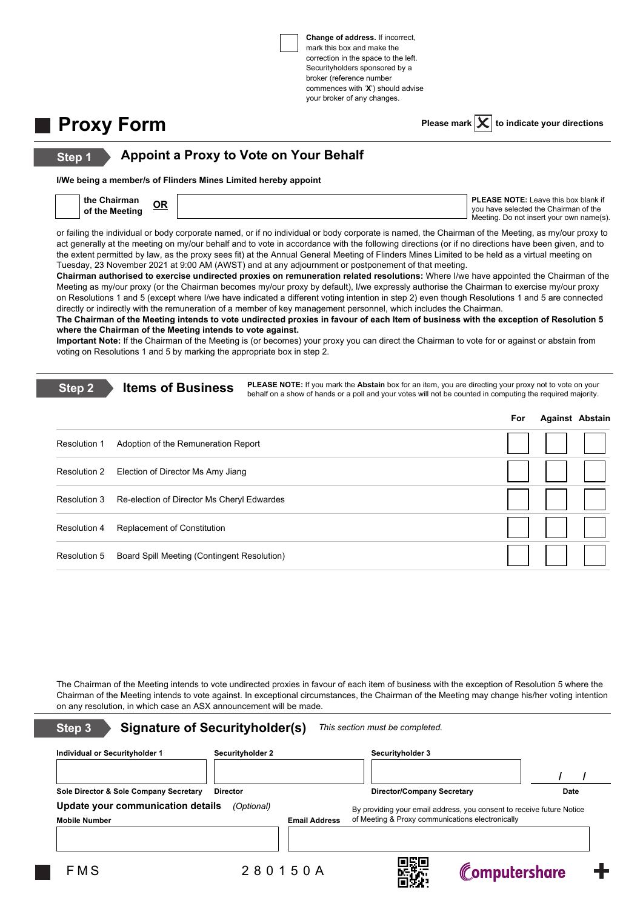Change of address. If incorrect, mark this box and make the correction in the space to the left. Securityholders sponsored by a broker (reference number commences with '**X**') should advise your broker of any changes.

# Proxy Form

Please mark ☒ to indicate your directions

## Step 1 Appoint a Proxy to Vote on Your Behalf

**I/We being a member/s of Flinders Mines Limited hereby appoint**

☐ **the Chairman of the Meeting** **OR** ______________________

**PLEASE NOTE:** Leave this box blank if you have selected the Chairman of the Meeting. Do not insert your own name(s).

or failing the individual or body corporate named, or if no individual or body corporate is named, the Chairman of the Meeting, as my/our proxy to act generally at the meeting on my/our behalf and to vote in accordance with the following directions (or if no directions have been given, and to the extent permitted by law, as the proxy sees fit) at the Annual General Meeting of Flinders Mines Limited to be held as a virtual meeting on Tuesday, 23 November 2021 at 9:00 AM (AWST) and at any adjournment or postponement of that meeting.

**Chairman authorised to exercise undirected proxies on remuneration related resolutions:** Where I/we have appointed the Chairman of the Meeting as my/our proxy (or the Chairman becomes my/our proxy by default), I/we expressly authorise the Chairman to exercise my/our proxy on Resolutions 1 and 5 (except where I/we have indicated a different voting intention in step 2) even though Resolutions 1 and 5 are connected directly or indirectly with the remuneration of a member of key management personnel, which includes the Chairman.

**The Chairman of the Meeting intends to vote undirected proxies in favour of each Item of business with the exception of Resolution 5 where the Chairman of the Meeting intends to vote against.**

**Important Note:** If the Chairman of the Meeting is (or becomes) your proxy you can direct the Chairman to vote for or against or abstain from voting on Resolutions 1 and 5 by marking the appropriate box in step 2.

## Step 2 Items of Business

**PLEASE NOTE:** If you mark the **Abstain** box for an item, you are directing your proxy not to vote on your behalf on a show of hands or a poll and your votes will not be counted in computing the required majority.

| | | For | Against | Abstain |
|---|---|---|---|---|
| Resolution 1 | Adoption of the Remuneration Report | ☐ | ☐ | ☐ |
| Resolution 2 | Election of Director Ms Amy Jiang | ☐ | ☐ | ☐ |
| Resolution 3 | Re-election of Director Ms Cheryl Edwardes | ☐ | ☐ | ☐ |
| Resolution 4 | Replacement of Constitution | ☐ | ☐ | ☐ |
| Resolution 5 | Board Spill Meeting (Contingent Resolution) | ☐ | ☐ | ☐ |

The Chairman of the Meeting intends to vote undirected proxies in favour of each item of business with the exception of Resolution 5 where the Chairman of the Meeting intends to vote against. In exceptional circumstances, the Chairman of the Meeting may change his/her voting intention on any resolution, in which case an ASX announcement will be made.

## Step 3 Signature of Securityholder(s)

*This section must be completed.*

| Individual or Securityholder 1 | Securityholder 2 | Securityholder 3 | |
|---|---|---|---|
| | | | / / |
| Sole Director & Sole Company Secretary | Director | Director/Company Secretary | Date |

**Update your communication details** *(Optional)*

By providing your email address, you consent to receive future Notice of Meeting & Proxy communications electronically

| Mobile Number | Email Address |
|---|---|
| | |

FMS 280150A

Computershare